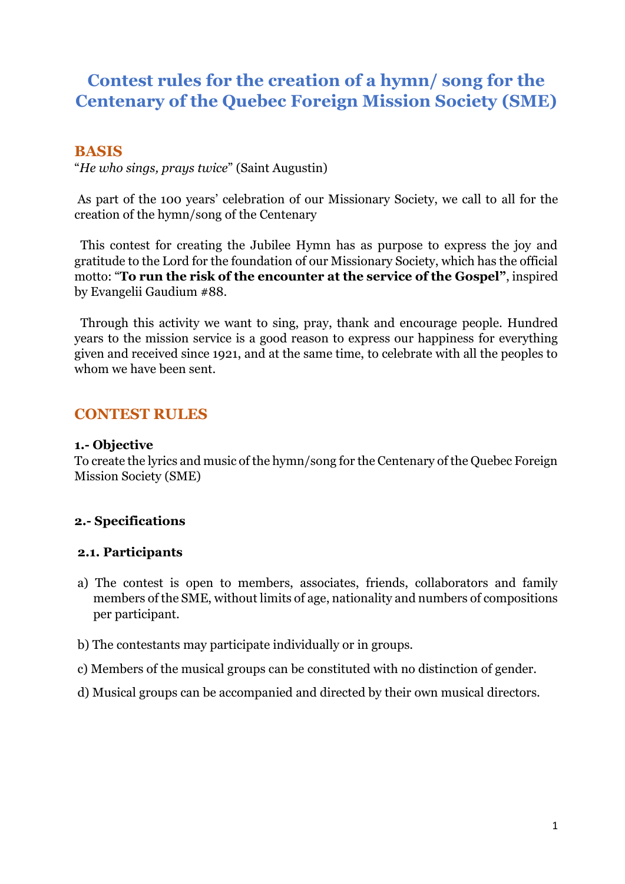# Contest rules for the creation of a hymn/ song for the Centenary of the Quebec Foreign Mission Society (SME)

## BASIS

"*He who sings, prays twice*" (Saint Augustin)

As part of the 100 years' celebration of our Missionary Society, we call to all for the creation of the hymn/song of the Centenary

This contest for creating the Jubilee Hymn has as purpose to express the joy and gratitude to the Lord for the foundation of our Missionary Society, which has the official motto: "**To run the risk of the encounter at the service of the Gospel"**, inspired by Evangelii Gaudium #88.

Through this activity we want to sing, pray, thank and encourage people. Hundred years to the mission service is a good reason to express our happiness for everything given and received since 1921, and at the same time, to celebrate with all the peoples to whom we have been sent.

## CONTEST RULES

### 1.- Objective

To create the lyrics and music of the hymn/song for the Centenary of the Quebec Foreign Mission Society (SME)

### 2.- Specifications

#### 2.1. Participants

a) The contest is open to members, associates, friends, collaborators and family members of the SME, without limits of age, nationality and numbers of compositions per participant.

b) The contestants may participate individually or in groups.

c) Members of the musical groups can be constituted with no distinction of gender.

d) Musical groups can be accompanied and directed by their own musical directors.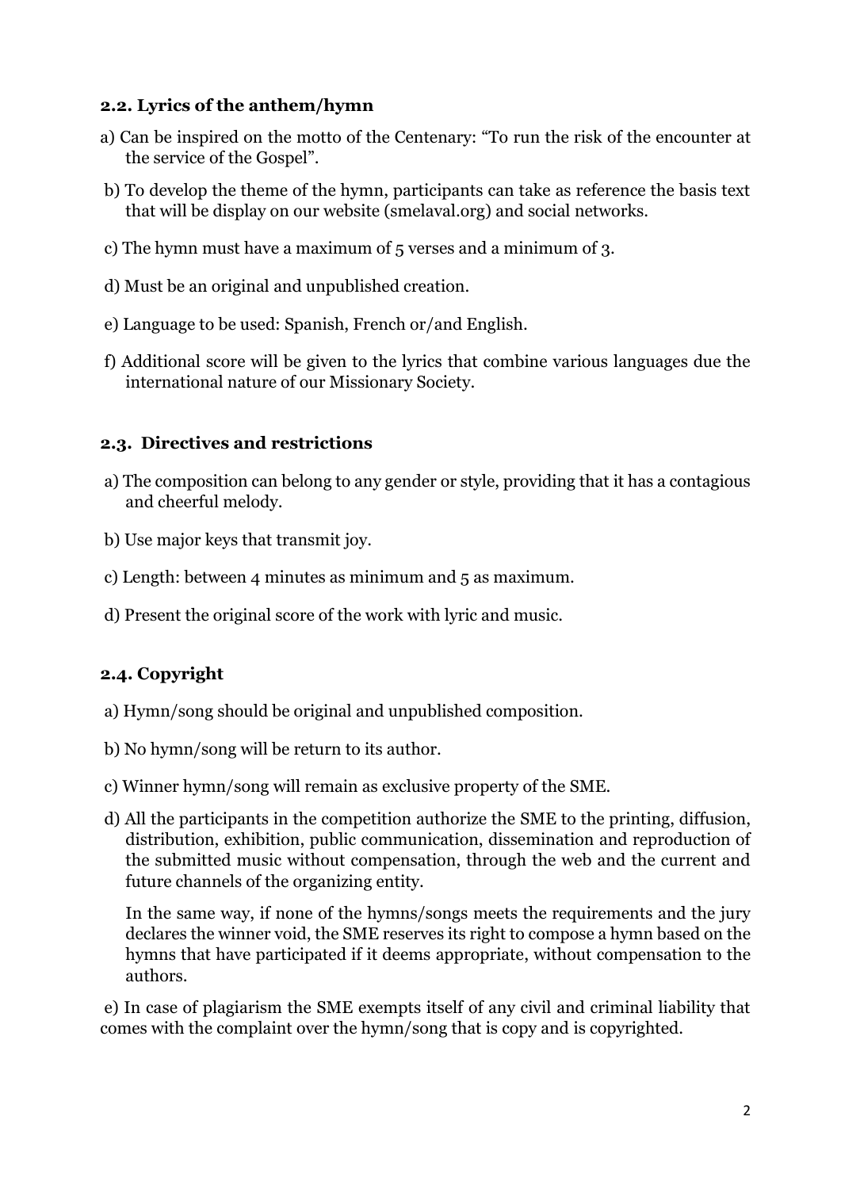### 2.2. Lyrics of the anthem/hymn

a) Can be inspired on the motto of the Centenary: "To run the risk of the encounter at the service of the Gospel".

b) To develop the theme of the hymn, participants can take as reference the basis text that will be display on our website (smelaval.org) and social networks.

c) The hymn must have a maximum of 5 verses and a minimum of 3.

d) Must be an original and unpublished creation.

e) Language to be used: Spanish, French or/and English.

f) Additional score will be given to the lyrics that combine various languages due the international nature of our Missionary Society.

### 2.3. Directives and restrictions

a) The composition can belong to any gender or style, providing that it has a contagious and cheerful melody.

b) Use major keys that transmit joy.

c) Length: between 4 minutes as minimum and 5 as maximum.

d) Present the original score of the work with lyric and music.

### 2.4. Copyright

a) Hymn/song should be original and unpublished composition.

b) No hymn/song will be return to its author.

c) Winner hymn/song will remain as exclusive property of the SME.

d) All the participants in the competition authorize the SME to the printing, diffusion, distribution, exhibition, public communication, dissemination and reproduction of the submitted music without compensation, through the web and the current and future channels of the organizing entity.

In the same way, if none of the hymns/songs meets the requirements and the jury declares the winner void, the SME reserves its right to compose a hymn based on the hymns that have participated if it deems appropriate, without compensation to the authors.

e) In case of plagiarism the SME exempts itself of any civil and criminal liability that comes with the complaint over the hymn/song that is copy and is copyrighted.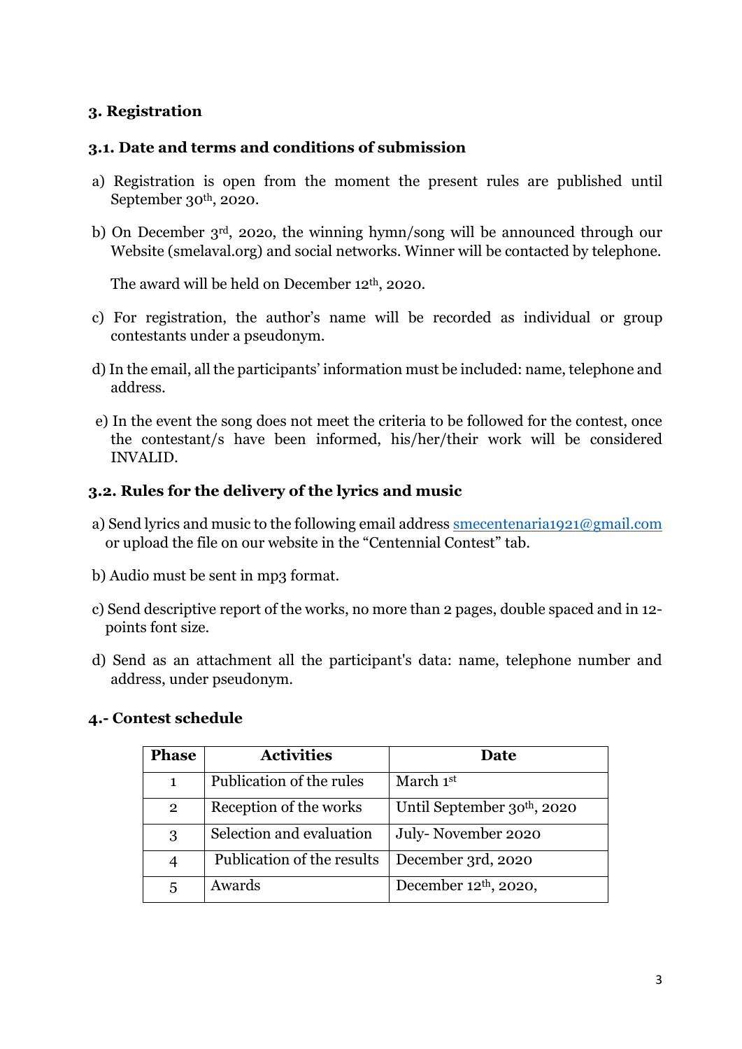## 3. Registration

### 3.1. Date and terms and conditions of submission

a) Registration is open from the moment the present rules are published until September 30th, 2020.

b) On December 3rd, 2020, the winning hymn/song will be announced through our Website (smelaval.org) and social networks. Winner will be contacted by telephone.

The award will be held on December 12th, 2020.

c) For registration, the author's name will be recorded as individual or group contestants under a pseudonym.

d) In the email, all the participants' information must be included: name, telephone and address.

e) In the event the song does not meet the criteria to be followed for the contest, once the contestant/s have been informed, his/her/their work will be considered INVALID.

### 3.2. Rules for the delivery of the lyrics and music

a) Send lyrics and music to the following email address smecentenaria1921@gmail.com or upload the file on our website in the "Centennial Contest" tab.

b) Audio must be sent in mp3 format.

c) Send descriptive report of the works, no more than 2 pages, double spaced and in 12-points font size.

d) Send as an attachment all the participant's data: name, telephone number and address, under pseudonym.

## 4.- Contest schedule

| Phase | Activities | Date |
|---|---|---|
| 1 | Publication of the rules | March 1st |
| 2 | Reception of the works | Until September 30th, 2020 |
| 3 | Selection and evaluation | July- November 2020 |
| 4 | Publication of the results | December 3rd, 2020 |
| 5 | Awards | December 12th, 2020, |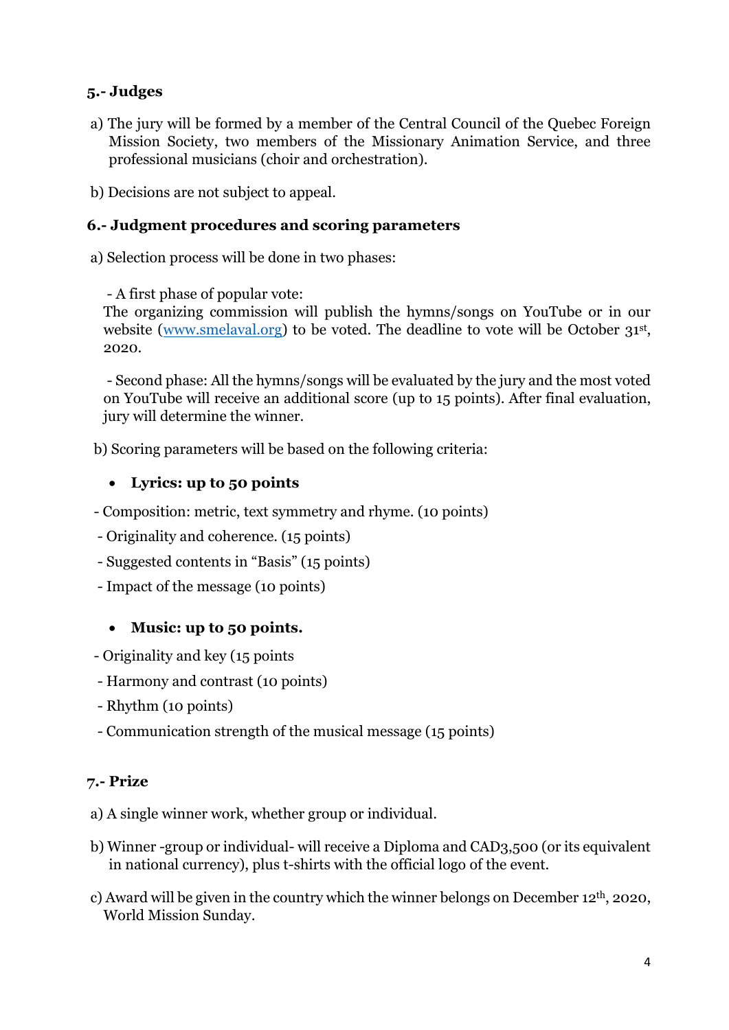## 5.- Judges

a) The jury will be formed by a member of the Central Council of the Quebec Foreign Mission Society, two members of the Missionary Animation Service, and three professional musicians (choir and orchestration).

b) Decisions are not subject to appeal.

## 6.- Judgment procedures and scoring parameters

a) Selection process will be done in two phases:

- A first phase of popular vote:
The organizing commission will publish the hymns/songs on YouTube or in our website (www.smelaval.org) to be voted. The deadline to vote will be October 31st, 2020.

- Second phase: All the hymns/songs will be evaluated by the jury and the most voted on YouTube will receive an additional score (up to 15 points). After final evaluation, jury will determine the winner.

b) Scoring parameters will be based on the following criteria:

- **Lyrics: up to 50 points**

- Composition: metric, text symmetry and rhyme. (10 points)
- Originality and coherence. (15 points)
- Suggested contents in "Basis" (15 points)
- Impact of the message (10 points)

- **Music: up to 50 points.**

- Originality and key (15 points
- Harmony and contrast (10 points)
- Rhythm (10 points)
- Communication strength of the musical message (15 points)

## 7.- Prize

a) A single winner work, whether group or individual.

b) Winner -group or individual- will receive a Diploma and CAD3,500 (or its equivalent in national currency), plus t-shirts with the official logo of the event.

c) Award will be given in the country which the winner belongs on December 12th, 2020, World Mission Sunday.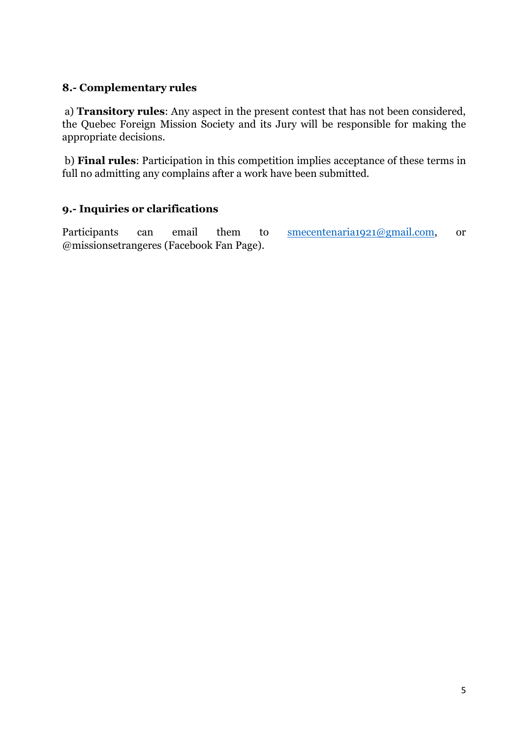## 8.- Complementary rules

a) **Transitory rules**: Any aspect in the present contest that has not been considered, the Quebec Foreign Mission Society and its Jury will be responsible for making the appropriate decisions.

b) **Final rules**: Participation in this competition implies acceptance of these terms in full no admitting any complains after a work have been submitted.

## 9.- Inquiries or clarifications

Participants can email them to smecentenaria1921@gmail.com, or @missionsetrangeres (Facebook Fan Page).